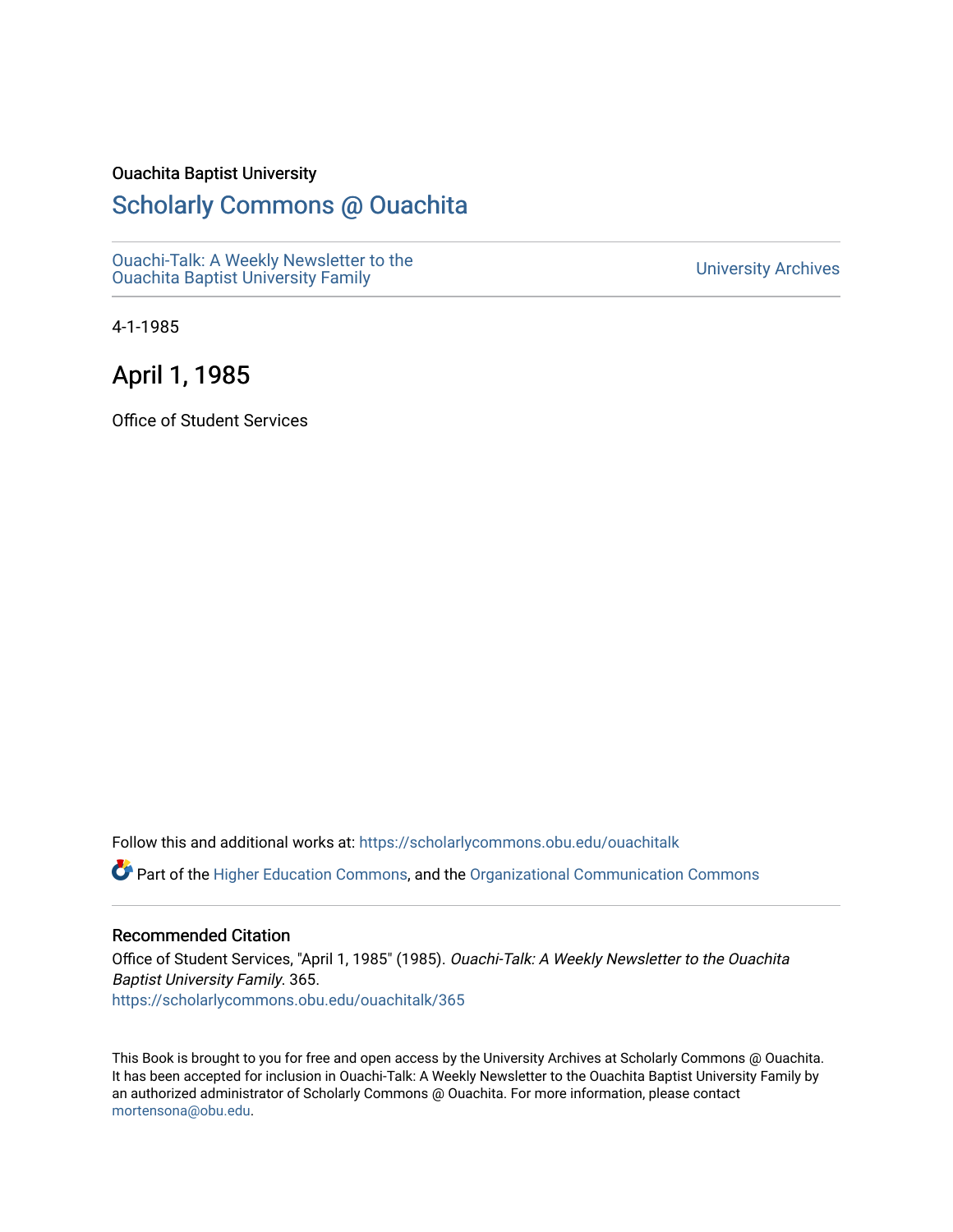Ouachita Baptist University

# Scholarly Commons @ Ouachita

Ouachi-Talk: A Weekly Newsletter to the Ouachita Baptist University Family

University Archives

4-1-1985

## April 1, 1985

Office of Student Services

Follow this and additional works at: https://scholarlycommons.obu.edu/ouachitalk

Part of the Higher Education Commons, and the Organizational Communication Commons

### Recommended Citation

Office of Student Services, "April 1, 1985" (1985). *Ouachi-Talk: A Weekly Newsletter to the Ouachita Baptist University Family*. 365.
https://scholarlycommons.obu.edu/ouachitalk/365

This Book is brought to you for free and open access by the University Archives at Scholarly Commons @ Ouachita. It has been accepted for inclusion in Ouachi-Talk: A Weekly Newsletter to the Ouachita Baptist University Family by an authorized administrator of Scholarly Commons @ Ouachita. For more information, please contact mortensona@obu.edu.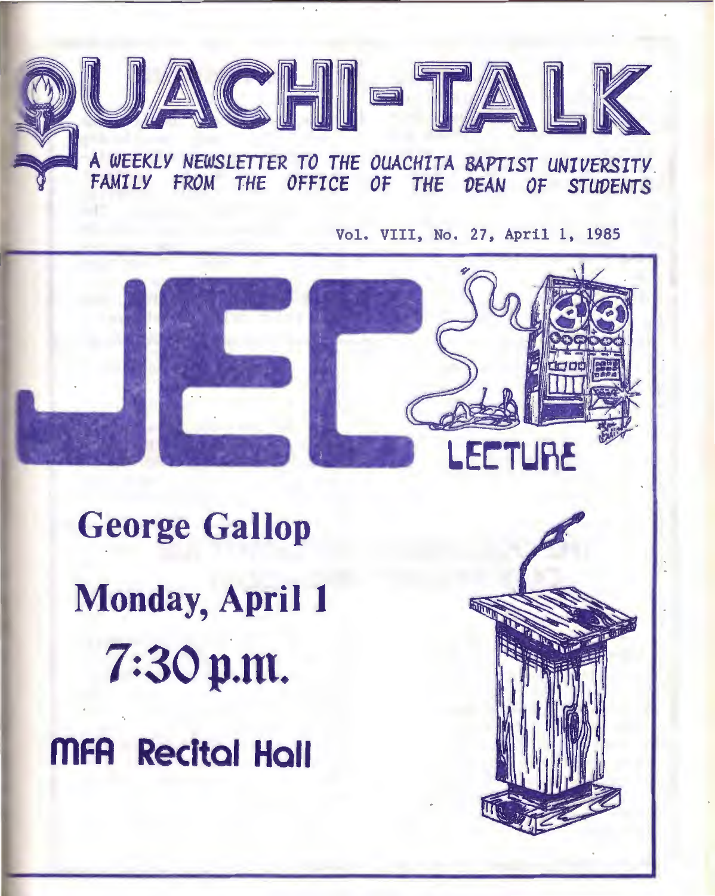# OUACHI-TALK

*A WEEKLY NEWSLETTER TO THE OUACHITA BAPTIST UNIVERSITY FAMILY FROM THE OFFICE OF THE DEAN OF STUDENTS*

Vol. VIII, No. 27, April 1, 1985

## JEC LECTURE

**George Gallop**

**Monday, April 1**

**7:30 p.m.**

**MFA Recital Hall**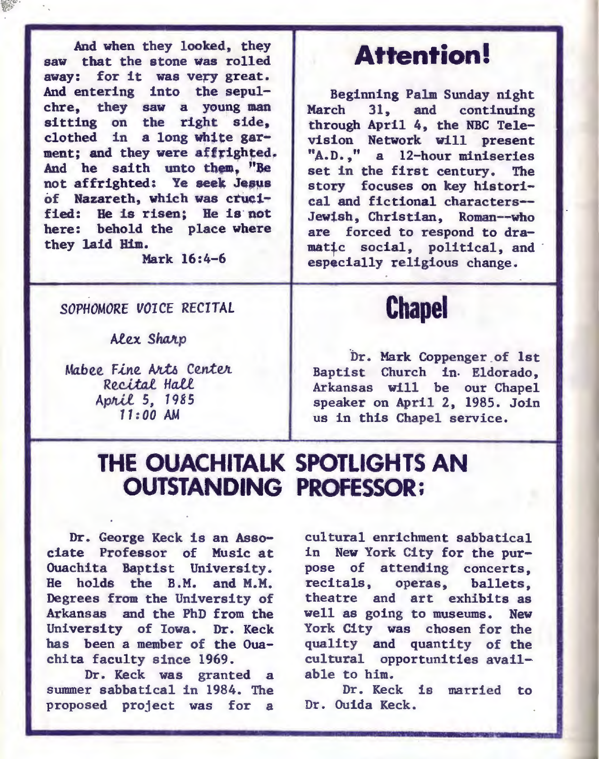And when they looked, they saw that the stone was rolled away: for it was very great. And entering into the sepulchre, they saw a young man sitting on the right side, clothed in a long white garment; and they were affrighted. And he saith unto them, "Be not affrighted: Ye seek Jesus of Nazareth, which was crucified: He is risen; He is not here: behold the place where they laid Him.

Mark 16:4-6

# Attention!

Beginning Palm Sunday night March 31, and continuing through April 4, the NBC Television Network will present "A.D.," a 12-hour miniseries set in the first century. The story focuses on key historical and fictional characters--Jewish, Christian, Roman--who are forced to respond to dramatic social, political, and especially religious change.

*SOPHOMORE VOICE RECITAL*

*Alex Sharp*

*Mabee Fine Arts Center*
*Recital Hall*
*April 5, 1985*
*11:00 AM*

# Chapel

Dr. Mark Coppenger of 1st Baptist Church in Eldorado, Arkansas will be our Chapel speaker on April 2, 1985. Join us in this Chapel service.

# THE OUACHITALK SPOTLIGHTS AN OUTSTANDING PROFESSOR:

Dr. George Keck is an Associate Professor of Music at Ouachita Baptist University. He holds the B.M. and M.M. Degrees from the University of Arkansas and the PhD from the University of Iowa. Dr. Keck has been a member of the Ouachita faculty since 1969.

Dr. Keck was granted a summer sabbatical in 1984. The proposed project was for a cultural enrichment sabbatical in New York City for the purpose of attending concerts, recitals, operas, ballets, theatre and art exhibits as well as going to museums. New York City was chosen for the quality and quantity of the cultural opportunities available to him.

Dr. Keck is married to Dr. Ouida Keck.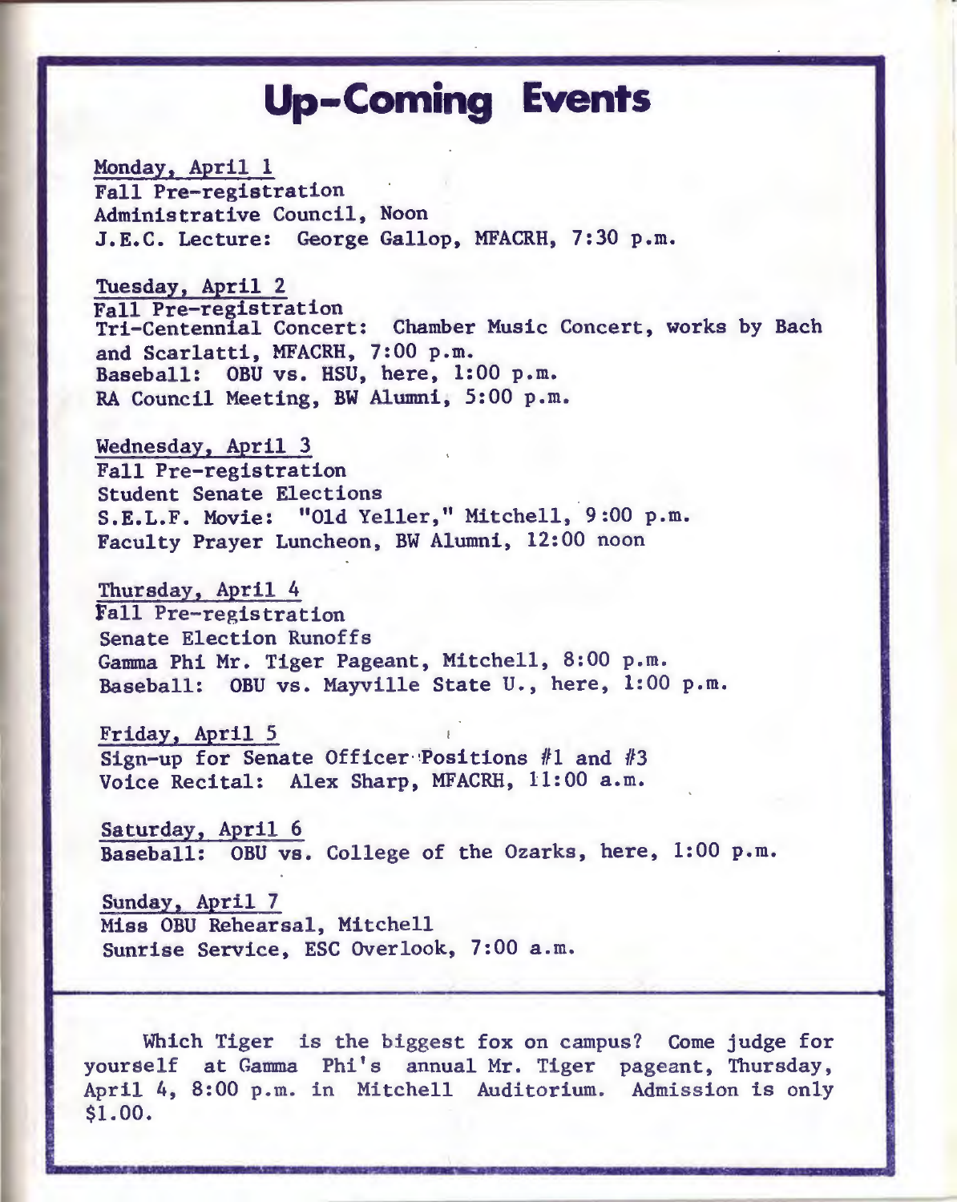# Up-Coming Events

Monday, April 1
Fall Pre-registration
Administrative Council, Noon
J.E.C. Lecture: George Gallop, MFACRH, 7:30 p.m.

Tuesday, April 2
Fall Pre-registration
Tri-Centennial Concert: Chamber Music Concert, works by Bach and Scarlatti, MFACRH, 7:00 p.m.
Baseball: OBU vs. HSU, here, 1:00 p.m.
RA Council Meeting, BW Alumni, 5:00 p.m.

Wednesday, April 3
Fall Pre-registration
Student Senate Elections
S.E.L.F. Movie: "Old Yeller," Mitchell, 9:00 p.m.
Faculty Prayer Luncheon, BW Alumni, 12:00 noon

Thursday, April 4
Fall Pre-registration
Senate Election Runoffs
Gamma Phi Mr. Tiger Pageant, Mitchell, 8:00 p.m.
Baseball: OBU vs. Mayville State U., here, 1:00 p.m.

Friday, April 5
Sign-up for Senate Officer Positions #1 and #3
Voice Recital: Alex Sharp, MFACRH, 11:00 a.m.

Saturday, April 6
Baseball: OBU vs. College of the Ozarks, here, 1:00 p.m.

Sunday, April 7
Miss OBU Rehearsal, Mitchell
Sunrise Service, ESC Overlook, 7:00 a.m.

---

Which Tiger is the biggest fox on campus? Come judge for yourself at Gamma Phi's annual Mr. Tiger pageant, Thursday, April 4, 8:00 p.m. in Mitchell Auditorium. Admission is only $1.00.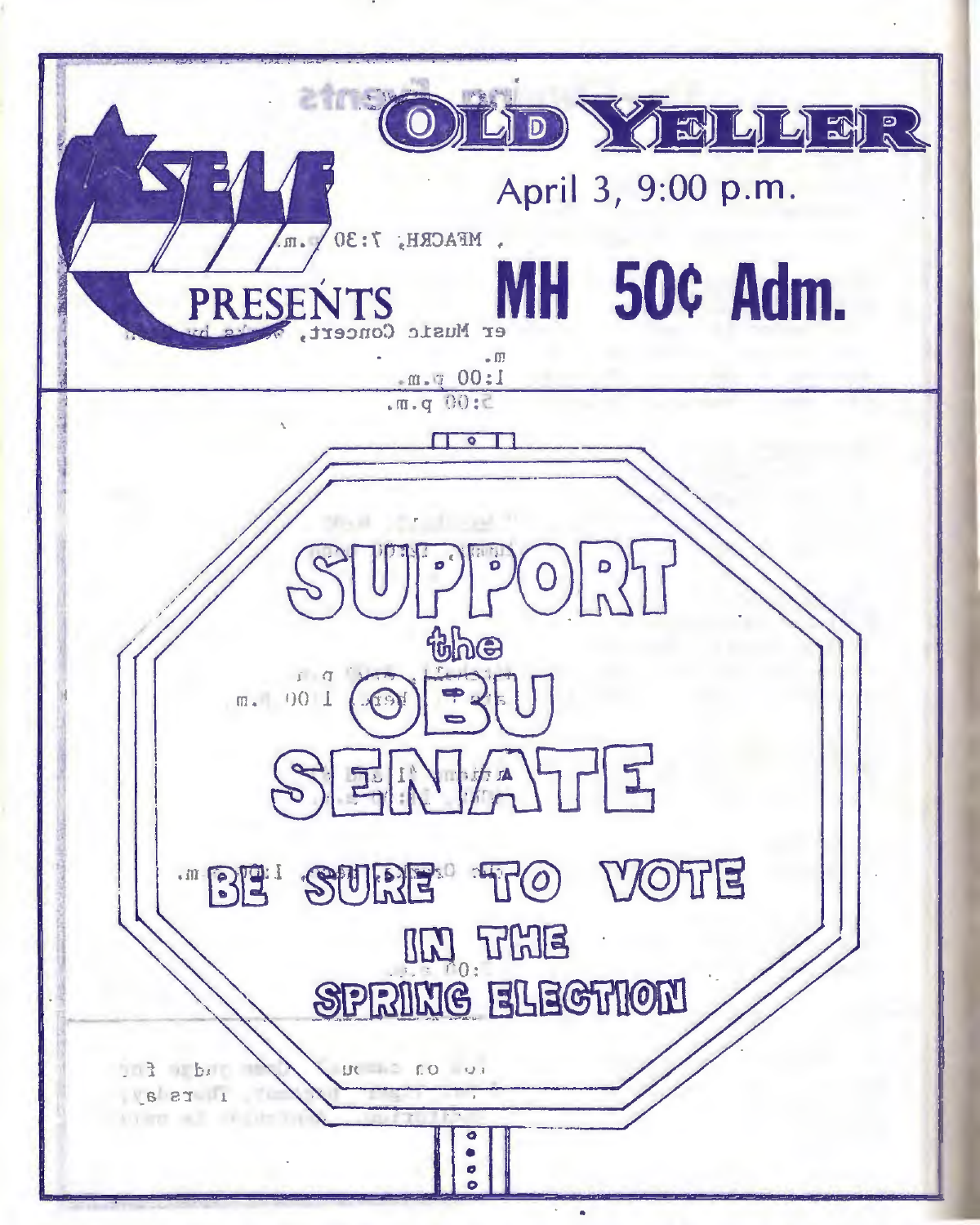SELF PRESENTS

# OLD YELLER

April 3, 9:00 p.m.

**MH 50¢ Adm.**

# SUPPORT the OBU SENATE

## BE SURE TO VOTE IN THE SPRING ELECTION